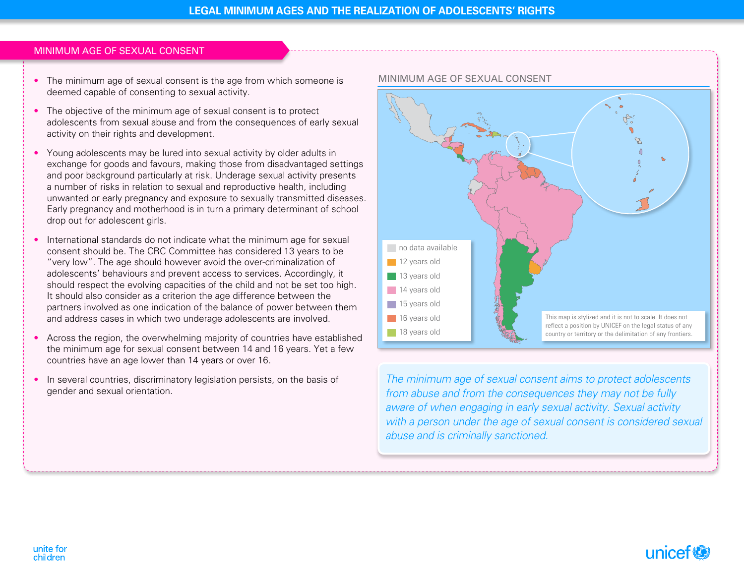# LEGAL MINIMUM AGES AND THE REALIZATION OF ADOLESCENTS' RIGHTS

## MINIMUM AGE OF SEXUAL CONSENT

- The minimum age of sexual consent is the age from which someone is deemed capable of consenting to sexual activity.
- The objective of the minimum age of sexual consent is to protect adolescents from sexual abuse and from the consequences of early sexual activity on their rights and development.
- Young adolescents may be lured into sexual activity by older adults in exchange for goods and favours, making those from disadvantaged settings and poor background particularly at risk. Underage sexual activity presents a number of risks in relation to sexual and reproductive health, including unwanted or early pregnancy and exposure to sexually transmitted diseases. Early pregnancy and motherhood is in turn a primary determinant of school drop out for adolescent girls.
- International standards do not indicate what the minimum age for sexual consent should be. The CRC Committee has considered 13 years to be "very low". The age should however avoid the over-criminalization of adolescents' behaviours and prevent access to services. Accordingly, it should respect the evolving capacities of the child and not be set too high. It should also consider as a criterion the age difference between the partners involved as one indication of the balance of power between them and address cases in which two underage adolescents are involved.
- Across the region, the overwhelming majority of countries have established the minimum age for sexual consent between 14 and 16 years. Yet a few countries have an age lower than 14 years or over 16.
- In several countries, discriminatory legislation persists, on the basis of gender and sexual orientation.

### MINIMUM AGE OF SEXUAL CONSENT

- no data available
- 12 years old
- 13 years old
- 14 years old
- 15 years old
- 16 years old
- 18 years old

This map is stylized and it is not to scale. It does not reflect a position by UNICEF on the legal status of any country or territory or the delimitation of any frontiers.

*The minimum age of sexual consent aims to protect adolescents from abuse and from the consequences they may not be fully aware of when engaging in early sexual activity. Sexual activity with a person under the age of sexual consent is considered sexual abuse and is criminally sanctioned.*

unite for children

unicef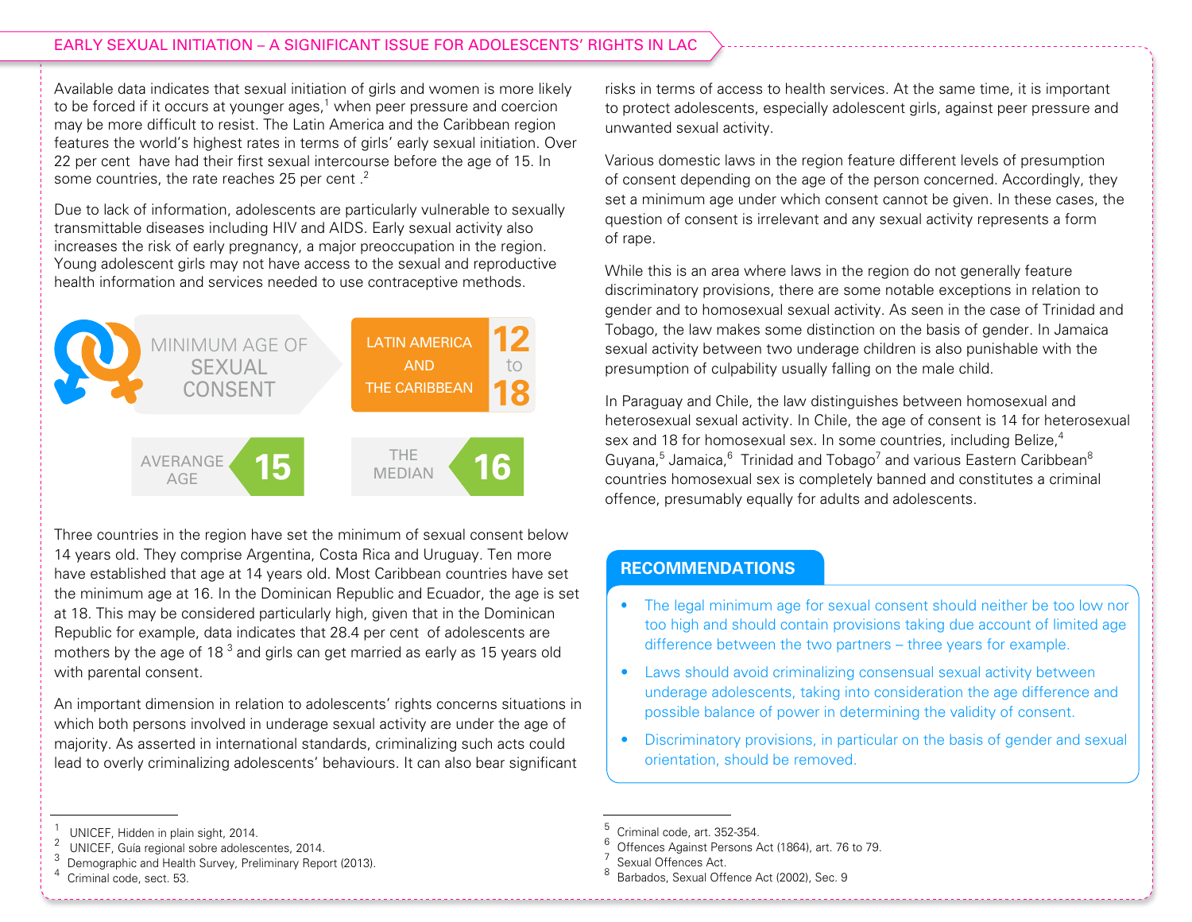## EARLY SEXUAL INITIATION – A SIGNIFICANT ISSUE FOR ADOLESCENTS' RIGHTS IN LAC

Available data indicates that sexual initiation of girls and women is more likely to be forced if it occurs at younger ages,[1] when peer pressure and coercion may be more difficult to resist. The Latin America and the Caribbean region features the world's highest rates in terms of girls' early sexual initiation. Over 22 per cent have had their first sexual intercourse before the age of 15. In some countries, the rate reaches 25 per cent .[2]

Due to lack of information, adolescents are particularly vulnerable to sexually transmittable diseases including HIV and AIDS. Early sexual activity also increases the risk of early pregnancy, a major preoccupation in the region. Young adolescent girls may not have access to the sexual and reproductive health information and services needed to use contraceptive methods.

MINIMUM AGE OF SEXUAL CONSENT

LATIN AMERICA AND THE CARIBBEAN 12 to 18

AVERANGE AGE 15

THE MEDIAN 16

Three countries in the region have set the minimum of sexual consent below 14 years old. They comprise Argentina, Costa Rica and Uruguay. Ten more have established that age at 14 years old. Most Caribbean countries have set the minimum age at 16. In the Dominican Republic and Ecuador, the age is set at 18. This may be considered particularly high, given that in the Dominican Republic for example, data indicates that 28.4 per cent of adolescents are mothers by the age of 18 [3] and girls can get married as early as 15 years old with parental consent.

An important dimension in relation to adolescents' rights concerns situations in which both persons involved in underage sexual activity are under the age of majority. As asserted in international standards, criminalizing such acts could lead to overly criminalizing adolescents' behaviours. It can also bear significant risks in terms of access to health services. At the same time, it is important to protect adolescents, especially adolescent girls, against peer pressure and unwanted sexual activity.

Various domestic laws in the region feature different levels of presumption of consent depending on the age of the person concerned. Accordingly, they set a minimum age under which consent cannot be given. In these cases, the question of consent is irrelevant and any sexual activity represents a form of rape.

While this is an area where laws in the region do not generally feature discriminatory provisions, there are some notable exceptions in relation to gender and to homosexual sexual activity. As seen in the case of Trinidad and Tobago, the law makes some distinction on the basis of gender. In Jamaica sexual activity between two underage children is also punishable with the presumption of culpability usually falling on the male child.

In Paraguay and Chile, the law distinguishes between homosexual and heterosexual sexual activity. In Chile, the age of consent is 14 for heterosexual sex and 18 for homosexual sex. In some countries, including Belize,[4] Guyana,[5] Jamaica,[6] Trinidad and Tobago[7] and various Eastern Caribbean[8] countries homosexual sex is completely banned and constitutes a criminal offence, presumably equally for adults and adolescents.

### RECOMMENDATIONS

- The legal minimum age for sexual consent should neither be too low nor too high and should contain provisions taking due account of limited age difference between the two partners – three years for example.
- Laws should avoid criminalizing consensual sexual activity between underage adolescents, taking into consideration the age difference and possible balance of power in determining the validity of consent.
- Discriminatory provisions, in particular on the basis of gender and sexual orientation, should be removed.

---

1 UNICEF, Hidden in plain sight, 2014.
2 UNICEF, Guía regional sobre adolescentes, 2014.
3 Demographic and Health Survey, Preliminary Report (2013).
4 Criminal code, sect. 53.
5 Criminal code, art. 352-354.
6 Offences Against Persons Act (1864), art. 76 to 79.
7 Sexual Offences Act.
8 Barbados, Sexual Offence Act (2002), Sec. 9